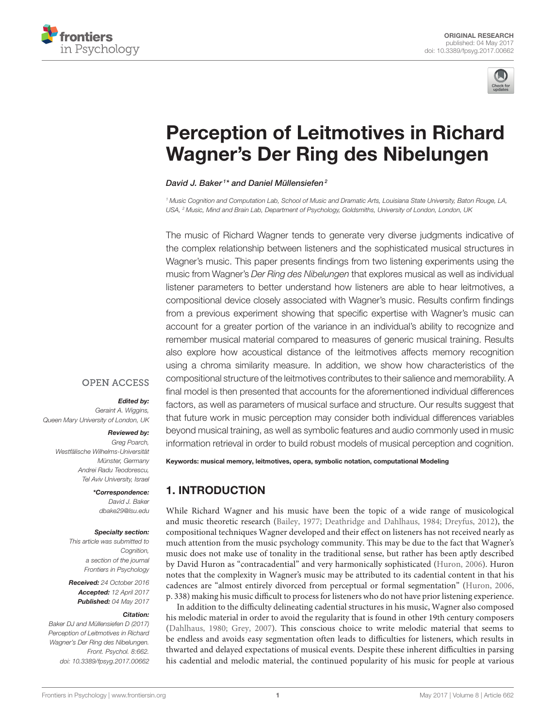ORIGINAL RESEARCH
published: 04 May 2017
doi: 10.3389/fpsyg.2017.00662

# Perception of Leitmotives in Richard Wagner's Der Ring des Nibelungen

*David J. Baker[1]\* and Daniel Müllensiefen[2]*

[1] Music Cognition and Computation Lab, School of Music and Dramatic Arts, Louisiana State University, Baton Rouge, LA, USA, [2] Music, Mind and Brain Lab, Department of Psychology, Goldsmiths, University of London, London, UK

The music of Richard Wagner tends to generate very diverse judgments indicative of the complex relationship between listeners and the sophisticated musical structures in Wagner's music. This paper presents findings from two listening experiments using the music from Wagner's *Der Ring des Nibelungen* that explores musical as well as individual listener parameters to better understand how listeners are able to hear leitmotives, a compositional device closely associated with Wagner's music. Results confirm findings from a previous experiment showing that specific expertise with Wagner's music can account for a greater portion of the variance in an individual's ability to recognize and remember musical material compared to measures of generic musical training. Results also explore how acoustical distance of the leitmotives affects memory recognition using a chroma similarity measure. In addition, we show how characteristics of the compositional structure of the leitmotives contributes to their salience and memorability. A final model is then presented that accounts for the aforementioned individual differences factors, as well as parameters of musical surface and structure. Our results suggest that that future work in music perception may consider both individual differences variables beyond musical training, as well as symbolic features and audio commonly used in music information retrieval in order to build robust models of musical perception and cognition.

**Keywords: musical memory, leitmotives, opera, symbolic notation, computational Modeling**

OPEN ACCESS

***Edited by:***
*Geraint A. Wiggins,*
*Queen Mary University of London, UK*

***Reviewed by:***
*Greg Poarch,*
*Westfälische Wilhelms-Universität Münster, Germany*
*Andrei Radu Teodorescu,*
*Tel Aviv University, Israel*

***\*Correspondence:***
*David J. Baker*
*dbake29@lsu.edu*

***Specialty section:***
*This article was submitted to Cognition, a section of the journal Frontiers in Psychology*

***Received:** 24 October 2016*
***Accepted:** 12 April 2017*
***Published:** 04 May 2017*

***Citation:***
*Baker DJ and Müllensiefen D (2017) Perception of Leitmotives in Richard Wagner's Der Ring des Nibelungen. Front. Psychol. 8:662. doi: 10.3389/fpsyg.2017.00662*

## 1. INTRODUCTION

While Richard Wagner and his music have been the topic of a wide range of musicological and music theoretic research (Bailey, 1977; Deathridge and Dahlhaus, 1984; Dreyfus, 2012), the compositional techniques Wagner developed and their effect on listeners has not received nearly as much attention from the music psychology community. This may be due to the fact that Wagner's music does not make use of tonality in the traditional sense, but rather has been aptly described by David Huron as "contracadential" and very harmonically sophisticated (Huron, 2006). Huron notes that the complexity in Wagner's music may be attributed to its cadential content in that his cadences are "almost entirely divorced from perceptual or formal segmentation" (Huron, 2006, p. 338) making his music difficult to process for listeners who do not have prior listening experience.

In addition to the difficulty delineating cadential structures in his music, Wagner also composed his melodic material in order to avoid the regularity that is found in other 19th century composers (Dahlhaus, 1980; Grey, 2007). This conscious choice to write melodic material that seems to be endless and avoids easy segmentation often leads to difficulties for listeners, which results in thwarted and delayed expectations of musical events. Despite these inherent difficulties in parsing his cadential and melodic material, the continued popularity of his music for people at various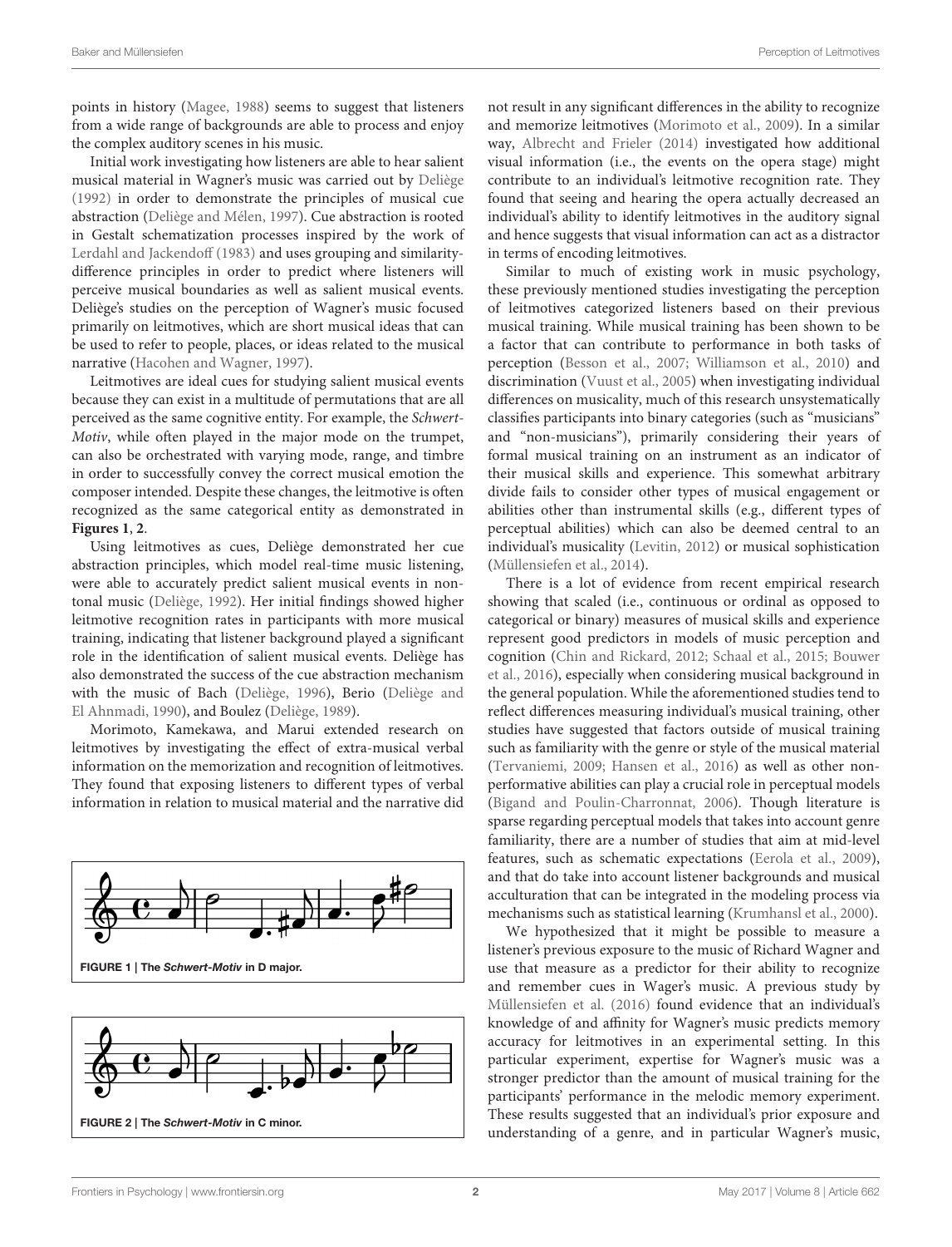points in history (Magee, 1988) seems to suggest that listeners from a wide range of backgrounds are able to process and enjoy the complex auditory scenes in his music.

Initial work investigating how listeners are able to hear salient musical material in Wagner's music was carried out by Deliège (1992) in order to demonstrate the principles of musical cue abstraction (Deliège and Mélen, 1997). Cue abstraction is rooted in Gestalt schematization processes inspired by the work of Lerdahl and Jackendoff (1983) and uses grouping and similarity-difference principles in order to predict where listeners will perceive musical boundaries as well as salient musical events. Deliège's studies on the perception of Wagner's music focused primarily on leitmotives, which are short musical ideas that can be used to refer to people, places, or ideas related to the musical narrative (Hacohen and Wagner, 1997).

Leitmotives are ideal cues for studying salient musical events because they can exist in a multitude of permutations that are all perceived as the same cognitive entity. For example, the *Schwert-Motiv*, while often played in the major mode on the trumpet, can also be orchestrated with varying mode, range, and timbre in order to successfully convey the correct musical emotion the composer intended. Despite these changes, the leitmotive is often recognized as the same categorical entity as demonstrated in **Figures 1**, **2**.

Using leitmotives as cues, Deliège demonstrated her cue abstraction principles, which model real-time music listening, were able to accurately predict salient musical events in non-tonal music (Deliège, 1992). Her initial findings showed higher leitmotive recognition rates in participants with more musical training, indicating that listener background played a significant role in the identification of salient musical events. Deliège has also demonstrated the success of the cue abstraction mechanism with the music of Bach (Deliège, 1996), Berio (Deliège and El Ahnmadi, 1990), and Boulez (Deliège, 1989).

Morimoto, Kamekawa, and Marui extended research on leitmotives by investigating the effect of extra-musical verbal information on the memorization and recognition of leitmotives. They found that exposing listeners to different types of verbal information in relation to musical material and the narrative did not result in any significant differences in the ability to recognize and memorize leitmotives (Morimoto et al., 2009). In a similar way, Albrecht and Frieler (2014) investigated how additional visual information (i.e., the events on the opera stage) might contribute to an individual's leitmotive recognition rate. They found that seeing and hearing the opera actually decreased an individual's ability to identify leitmotives in the auditory signal and hence suggests that visual information can act as a distractor in terms of encoding leitmotives.

**FIGURE 1 | The *Schwert-Motiv* in D major.**

**FIGURE 2 | The *Schwert-Motiv* in C minor.**

Similar to much of existing work in music psychology, these previously mentioned studies investigating the perception of leitmotives categorized listeners based on their previous musical training. While musical training has been shown to be a factor that can contribute to performance in both tasks of perception (Besson et al., 2007; Williamson et al., 2010) and discrimination (Vuust et al., 2005) when investigating individual differences on musicality, much of this research unsystematically classifies participants into binary categories (such as "musicians" and "non-musicians"), primarily considering their years of formal musical training on an instrument as an indicator of their musical skills and experience. This somewhat arbitrary divide fails to consider other types of musical engagement or abilities other than instrumental skills (e.g., different types of perceptual abilities) which can also be deemed central to an individual's musicality (Levitin, 2012) or musical sophistication (Müllensiefen et al., 2014).

There is a lot of evidence from recent empirical research showing that scaled (i.e., continuous or ordinal as opposed to categorical or binary) measures of musical skills and experience represent good predictors in models of music perception and cognition (Chin and Rickard, 2012; Schaal et al., 2015; Bouwer et al., 2016), especially when considering musical background in the general population. While the aforementioned studies tend to reflect differences measuring individual's musical training, other studies have suggested that factors outside of musical training such as familiarity with the genre or style of the musical material (Tervaniemi, 2009; Hansen et al., 2016) as well as other non-performative abilities can play a crucial role in perceptual models (Bigand and Poulin-Charronnat, 2006). Though literature is sparse regarding perceptual models that takes into account genre familiarity, there are a number of studies that aim at mid-level features, such as schematic expectations (Eerola et al., 2009), and that do take into account listener backgrounds and musical acculturation that can be integrated in the modeling process via mechanisms such as statistical learning (Krumhansl et al., 2000).

We hypothesized that it might be possible to measure a listener's previous exposure to the music of Richard Wagner and use that measure as a predictor for their ability to recognize and remember cues in Wager's music. A previous study by Müllensiefen et al. (2016) found evidence that an individual's knowledge of and affinity for Wagner's music predicts memory accuracy for leitmotives in an experimental setting. In this particular experiment, expertise for Wagner's music was a stronger predictor than the amount of musical training for the participants' performance in the melodic memory experiment. These results suggested that an individual's prior exposure and understanding of a genre, and in particular Wagner's music,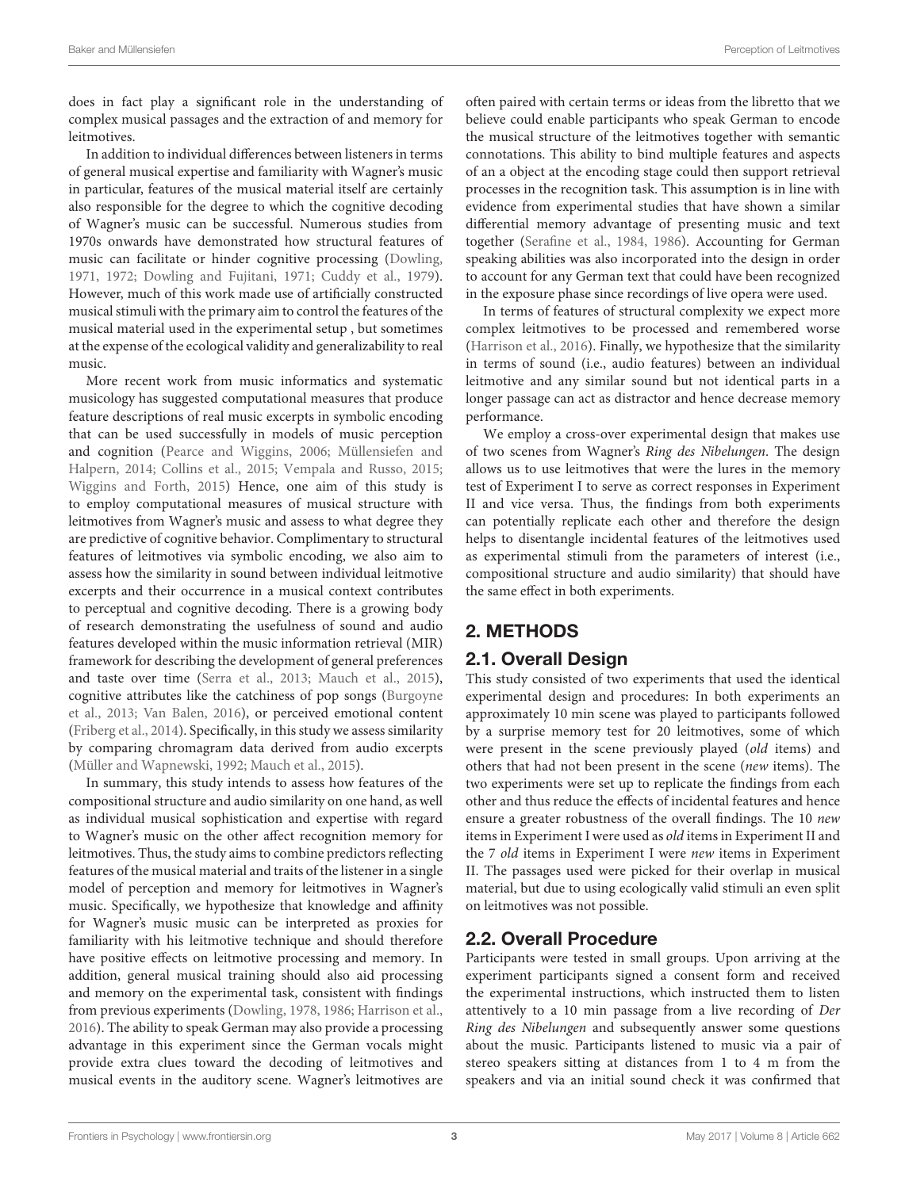does in fact play a significant role in the understanding of complex musical passages and the extraction of and memory for leitmotives.

In addition to individual differences between listeners in terms of general musical expertise and familiarity with Wagner's music in particular, features of the musical material itself are certainly also responsible for the degree to which the cognitive decoding of Wagner's music can be successful. Numerous studies from 1970s onwards have demonstrated how structural features of music can facilitate or hinder cognitive processing (Dowling, 1971, 1972; Dowling and Fujitani, 1971; Cuddy et al., 1979). However, much of this work made use of artificially constructed musical stimuli with the primary aim to control the features of the musical material used in the experimental setup , but sometimes at the expense of the ecological validity and generalizability to real music.

More recent work from music informatics and systematic musicology has suggested computational measures that produce feature descriptions of real music excerpts in symbolic encoding that can be used successfully in models of music perception and cognition (Pearce and Wiggins, 2006; Müllensiefen and Halpern, 2014; Collins et al., 2015; Vempala and Russo, 2015; Wiggins and Forth, 2015) Hence, one aim of this study is to employ computational measures of musical structure with leitmotives from Wagner's music and assess to what degree they are predictive of cognitive behavior. Complimentary to structural features of leitmotives via symbolic encoding, we also aim to assess how the similarity in sound between individual leitmotive excerpts and their occurrence in a musical context contributes to perceptual and cognitive decoding. There is a growing body of research demonstrating the usefulness of sound and audio features developed within the music information retrieval (MIR) framework for describing the development of general preferences and taste over time (Serra et al., 2013; Mauch et al., 2015), cognitive attributes like the catchiness of pop songs (Burgoyne et al., 2013; Van Balen, 2016), or perceived emotional content (Friberg et al., 2014). Specifically, in this study we assess similarity by comparing chromagram data derived from audio excerpts (Müller and Wapnewski, 1992; Mauch et al., 2015).

In summary, this study intends to assess how features of the compositional structure and audio similarity on one hand, as well as individual musical sophistication and expertise with regard to Wagner's music on the other affect recognition memory for leitmotives. Thus, the study aims to combine predictors reflecting features of the musical material and traits of the listener in a single model of perception and memory for leitmotives in Wagner's music. Specifically, we hypothesize that knowledge and affinity for Wagner's music music can be interpreted as proxies for familiarity with his leitmotive technique and should therefore have positive effects on leitmotive processing and memory. In addition, general musical training should also aid processing and memory on the experimental task, consistent with findings from previous experiments (Dowling, 1978, 1986; Harrison et al., 2016). The ability to speak German may also provide a processing advantage in this experiment since the German vocals might provide extra clues toward the decoding of leitmotives and musical events in the auditory scene. Wagner's leitmotives are often paired with certain terms or ideas from the libretto that we believe could enable participants who speak German to encode the musical structure of the leitmotives together with semantic connotations. This ability to bind multiple features and aspects of an a object at the encoding stage could then support retrieval processes in the recognition task. This assumption is in line with evidence from experimental studies that have shown a similar differential memory advantage of presenting music and text together (Serafine et al., 1984, 1986). Accounting for German speaking abilities was also incorporated into the design in order to account for any German text that could have been recognized in the exposure phase since recordings of live opera were used.

In terms of features of structural complexity we expect more complex leitmotives to be processed and remembered worse (Harrison et al., 2016). Finally, we hypothesize that the similarity in terms of sound (i.e., audio features) between an individual leitmotive and any similar sound but not identical parts in a longer passage can act as distractor and hence decrease memory performance.

We employ a cross-over experimental design that makes use of two scenes from Wagner's *Ring des Nibelungen*. The design allows us to use leitmotives that were the lures in the memory test of Experiment I to serve as correct responses in Experiment II and vice versa. Thus, the findings from both experiments can potentially replicate each other and therefore the design helps to disentangle incidental features of the leitmotives used as experimental stimuli from the parameters of interest (i.e., compositional structure and audio similarity) that should have the same effect in both experiments.

## 2. METHODS

### 2.1. Overall Design

This study consisted of two experiments that used the identical experimental design and procedures: In both experiments an approximately 10 min scene was played to participants followed by a surprise memory test for 20 leitmotives, some of which were present in the scene previously played (*old* items) and others that had not been present in the scene (*new* items). The two experiments were set up to replicate the findings from each other and thus reduce the effects of incidental features and hence ensure a greater robustness of the overall findings. The 10 *new* items in Experiment I were used as *old* items in Experiment II and the 7 *old* items in Experiment I were *new* items in Experiment II. The passages used were picked for their overlap in musical material, but due to using ecologically valid stimuli an even split on leitmotives was not possible.

### 2.2. Overall Procedure

Participants were tested in small groups. Upon arriving at the experiment participants signed a consent form and received the experimental instructions, which instructed them to listen attentively to a 10 min passage from a live recording of *Der Ring des Nibelungen* and subsequently answer some questions about the music. Participants listened to music via a pair of stereo speakers sitting at distances from 1 to 4 m from the speakers and via an initial sound check it was confirmed that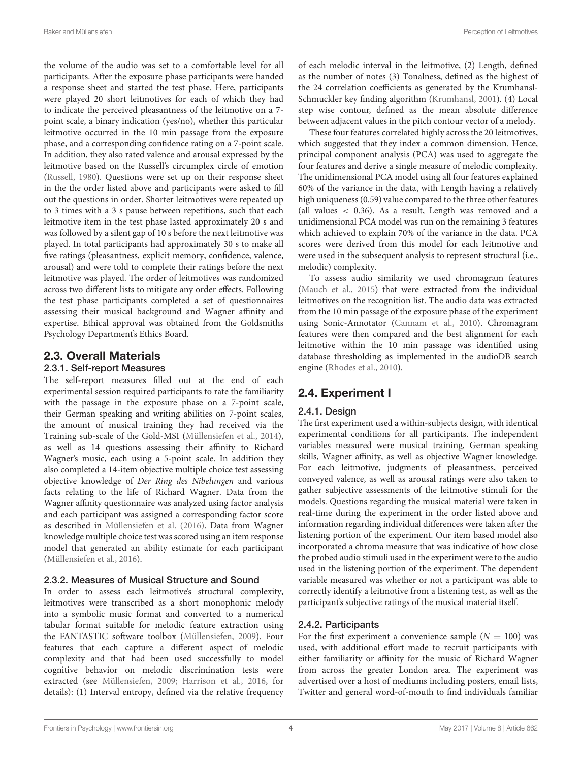the volume of the audio was set to a comfortable level for all participants. After the exposure phase participants were handed a response sheet and started the test phase. Here, participants were played 20 short leitmotives for each of which they had to indicate the perceived pleasantness of the leitmotive on a 7-point scale, a binary indication (yes/no), whether this particular leitmotive occurred in the 10 min passage from the exposure phase, and a corresponding confidence rating on a 7-point scale. In addition, they also rated valence and arousal expressed by the leitmotive based on the Russell's circumplex circle of emotion (Russell, 1980). Questions were set up on their response sheet in the the order listed above and participants were asked to fill out the questions in order. Shorter leitmotives were repeated up to 3 times with a 3 s pause between repetitions, such that each leitmotive item in the test phase lasted approximately 20 s and was followed by a silent gap of 10 s before the next leitmotive was played. In total participants had approximately 30 s to make all five ratings (pleasantness, explicit memory, confidence, valence, arousal) and were told to complete their ratings before the next leitmotive was played. The order of leitmotives was randomized across two different lists to mitigate any order effects. Following the test phase participants completed a set of questionnaires assessing their musical background and Wagner affinity and expertise. Ethical approval was obtained from the Goldsmiths Psychology Department's Ethics Board.

## 2.3. Overall Materials

### 2.3.1. Self-report Measures

The self-report measures filled out at the end of each experimental session required participants to rate the familiarity with the passage in the exposure phase on a 7-point scale, their German speaking and writing abilities on 7-point scales, the amount of musical training they had received via the Training sub-scale of the Gold-MSI (Müllensiefen et al., 2014), as well as 14 questions assessing their affinity to Richard Wagner's music, each using a 5-point scale. In addition they also completed a 14-item objective multiple choice test assessing objective knowledge of *Der Ring des Nibelungen* and various facts relating to the life of Richard Wagner. Data from the Wagner affinity questionnaire was analyzed using factor analysis and each participant was assigned a corresponding factor score as described in Müllensiefen et al. (2016). Data from Wagner knowledge multiple choice test was scored using an item response model that generated an ability estimate for each participant (Müllensiefen et al., 2016).

### 2.3.2. Measures of Musical Structure and Sound

In order to assess each leitmotive's structural complexity, leitmotives were transcribed as a short monophonic melody into a symbolic music format and converted to a numerical tabular format suitable for melodic feature extraction using the FANTASTIC software toolbox (Müllensiefen, 2009). Four features that each capture a different aspect of melodic complexity and that had been used successfully to model cognitive behavior on melodic discrimination tests were extracted (see Müllensiefen, 2009; Harrison et al., 2016, for details): (1) Interval entropy, defined via the relative frequency of each melodic interval in the leitmotive, (2) Length, defined as the number of notes (3) Tonalness, defined as the highest of the 24 correlation coefficients as generated by the Krumhansl-Schmuckler key finding algorithm (Krumhansl, 2001). (4) Local step wise contour, defined as the mean absolute difference between adjacent values in the pitch contour vector of a melody.

These four features correlated highly across the 20 leitmotives, which suggested that they index a common dimension. Hence, principal component analysis (PCA) was used to aggregate the four features and derive a single measure of melodic complexity. The unidimensional PCA model using all four features explained 60% of the variance in the data, with Length having a relatively high uniqueness (0.59) value compared to the three other features (all values $< 0.36$). As a result, Length was removed and a unidimensional PCA model was run on the remaining 3 features which achieved to explain 70% of the variance in the data. PCA scores were derived from this model for each leitmotive and were used in the subsequent analysis to represent structural (i.e., melodic) complexity.

To assess audio similarity we used chromagram features (Mauch et al., 2015) that were extracted from the individual leitmotives on the recognition list. The audio data was extracted from the 10 min passage of the exposure phase of the experiment using Sonic-Annotator (Cannam et al., 2010). Chromagram features were then compared and the best alignment for each leitmotive within the 10 min passage was identified using database thresholding as implemented in the audioDB search engine (Rhodes et al., 2010).

## 2.4. Experiment I

### 2.4.1. Design

The first experiment used a within-subjects design, with identical experimental conditions for all participants. The independent variables measured were musical training, German speaking skills, Wagner affinity, as well as objective Wagner knowledge. For each leitmotive, judgments of pleasantness, perceived conveyed valence, as well as arousal ratings were also taken to gather subjective assessments of the leitmotive stimuli for the models. Questions regarding the musical material were taken in real-time during the experiment in the order listed above and information regarding individual differences were taken after the listening portion of the experiment. Our item based model also incorporated a chroma measure that was indicative of how close the probed audio stimuli used in the experiment were to the audio used in the listening portion of the experiment. The dependent variable measured was whether or not a participant was able to correctly identify a leitmotive from a listening test, as well as the participant's subjective ratings of the musical material itself.

### 2.4.2. Participants

For the first experiment a convenience sample ($N = 100$) was used, with additional effort made to recruit participants with either familiarity or affinity for the music of Richard Wagner from across the greater London area. The experiment was advertised over a host of mediums including posters, email lists, Twitter and general word-of-mouth to find individuals familiar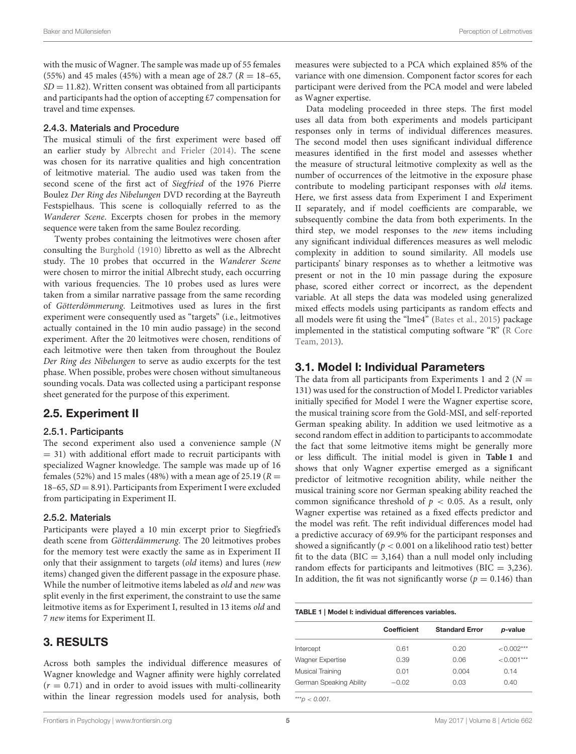with the music of Wagner. The sample was made up of 55 females (55%) and 45 males (45%) with a mean age of 28.7 ($R$ = 18–65, $SD$ = 11.82). Written consent was obtained from all participants and participants had the option of accepting £7 compensation for travel and time expenses.

### 2.4.3. Materials and Procedure

The musical stimuli of the first experiment were based off an earlier study by Albrecht and Frieler (2014). The scene was chosen for its narrative qualities and high concentration of leitmotive material. The audio used was taken from the second scene of the first act of *Siegfried* of the 1976 Pierre Boulez *Der Ring des Nibelungen* DVD recording at the Bayreuth Festspielhaus. This scene is colloquially referred to as the *Wanderer Scene*. Excerpts chosen for probes in the memory sequence were taken from the same Boulez recording.

Twenty probes containing the leitmotives were chosen after consulting the Burghold (1910) libretto as well as the Albrecht study. The 10 probes that occurred in the *Wanderer Scene* were chosen to mirror the initial Albrecht study, each occurring with various frequencies. The 10 probes used as lures were taken from a similar narrative passage from the same recording of *Götterdömmerung*. Leitmotives used as lures in the first experiment were consequently used as "targets" (i.e., leitmotives actually contained in the 10 min audio passage) in the second experiment. After the 20 leitmotives were chosen, renditions of each leitmotive were then taken from throughout the Boulez *Der Ring des Nibelungen* to serve as audio excerpts for the test phase. When possible, probes were chosen without simultaneous sounding vocals. Data was collected using a participant response sheet generated for the purpose of this experiment.

## 2.5. Experiment II

### 2.5.1. Participants

The second experiment also used a convenience sample ($N$ = 31) with additional effort made to recruit participants with specialized Wagner knowledge. The sample was made up of 16 females (52%) and 15 males (48%) with a mean age of 25.19 ($R$ = 18–65, $SD$ = 8.91). Participants from Experiment I were excluded from participating in Experiment II.

### 2.5.2. Materials

Participants were played a 10 min excerpt prior to Siegfried's death scene from *Götterdämmerung*. The 20 leitmotives probes for the memory test were exactly the same as in Experiment II only that their assignment to targets (*old* items) and lures (*new* items) changed given the different passage in the exposure phase. While the number of leitmotive items labeled as *old* and *new* was split evenly in the first experiment, the constraint to use the same leitmotive items as for Experiment I, resulted in 13 items *old* and 7 *new* items for Experiment II.

## 3. RESULTS

Across both samples the individual difference measures of Wagner knowledge and Wagner affinity were highly correlated ($r = 0.71$) and in order to avoid issues with multi-collinearity within the linear regression models used for analysis, both measures were subjected to a PCA which explained 85% of the variance with one dimension. Component factor scores for each participant were derived from the PCA model and were labeled as Wagner expertise.

Data modeling proceeded in three steps. The first model uses all data from both experiments and models participant responses only in terms of individual differences measures. The second model then uses significant individual difference measures identified in the first model and assesses whether the measure of structural leitmotive complexity as well as the number of occurrences of the leitmotive in the exposure phase contribute to modeling participant responses with *old* items. Here, we first assess data from Experiment I and Experiment II separately, and if model coefficients are comparable, we subsequently combine the data from both experiments. In the third step, we model responses to the *new* items including any significant individual differences measures as well melodic complexity in addition to sound similarity. All models use participants' binary responses as to whether a leitmotive was present or not in the 10 min passage during the exposure phase, scored either correct or incorrect, as the dependent variable. At all steps the data was modeled using generalized mixed effects models using participants as random effects and all models were fit using the "lme4" (Bates et al., 2015) package implemented in the statistical computing software "R" (R Core Team, 2013).

## 3.1. Model I: Individual Parameters

The data from all participants from Experiments 1 and 2 ($N$ = 131) was used for the construction of Model I. Predictor variables initially specified for Model I were the Wagner expertise score, the musical training score from the Gold-MSI, and self-reported German speaking ability. In addition we used leitmotive as a second random effect in addition to participants to accommodate the fact that some leitmotive items might be generally more or less difficult. The initial model is given in **Table 1** and shows that only Wagner expertise emerged as a significant predictor of leitmotive recognition ability, while neither the musical training score nor German speaking ability reached the common significance threshold of $p < 0.05$. As a result, only Wagner expertise was retained as a fixed effects predictor and the model was refit. The refit individual differences model had a predictive accuracy of 69.9% for the participant responses and showed a significantly ($p < 0.001$ on a likelihood ratio test) better fit to the data (BIC = 3,164) than a null model only including random effects for participants and leitmotives (BIC = 3,236). In addition, the fit was not significantly worse ($p = 0.146$) than

**TABLE 1 | Model I: individual differences variables.**

| | Coefficient | Standard Error | p-value |
|---|---|---|---|
| Intercept | 0.61 | 0.20 | <0.002*** |
| Wagner Expertise | 0.39 | 0.06 | <0.001*** |
| Musical Training | 0.01 | 0.004 | 0.14 |
| German Speaking Ability | −0.02 | 0.03 | 0.40 |

***$p < 0.001$.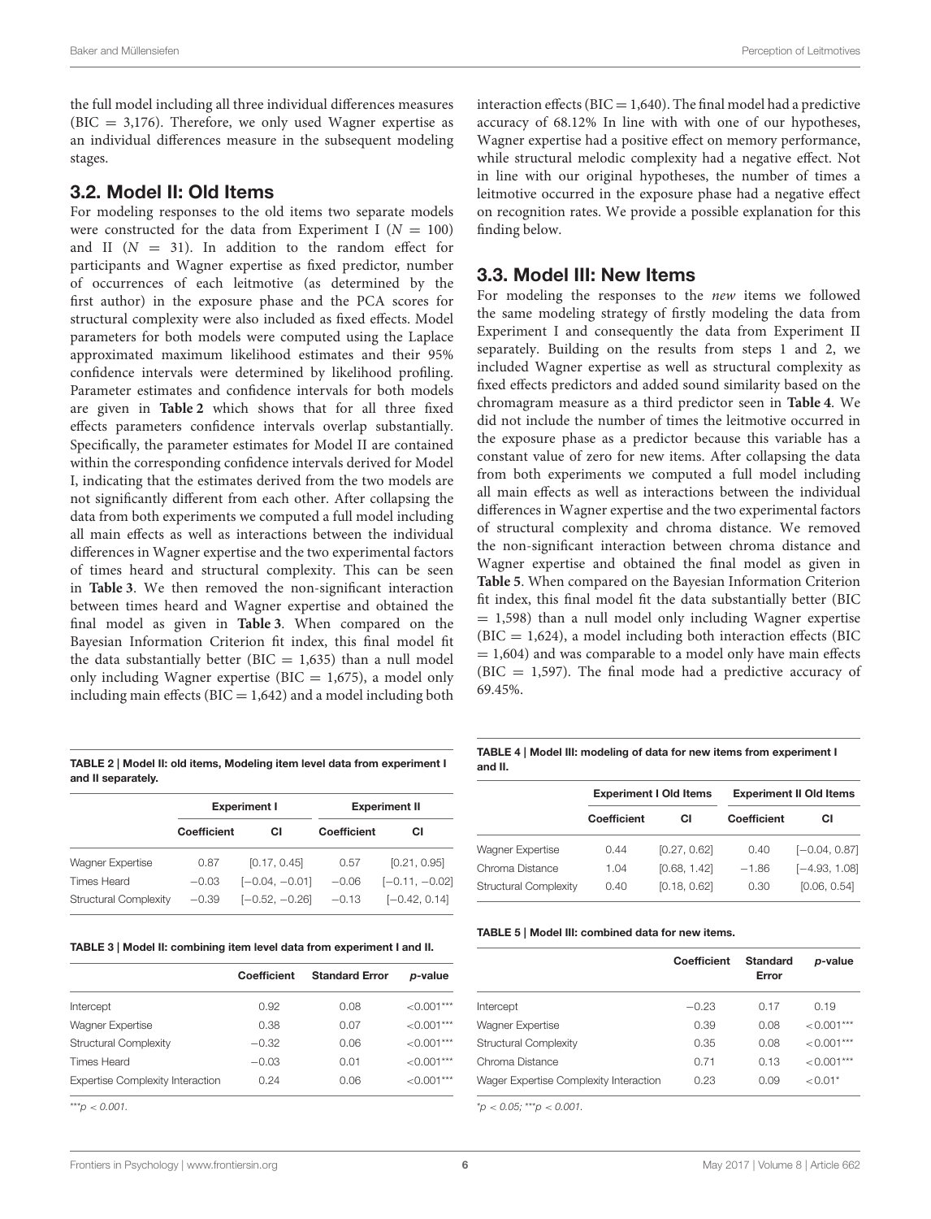the full model including all three individual differences measures (BIC = 3,176). Therefore, we only used Wagner expertise as an individual differences measure in the subsequent modeling stages.

## 3.2. Model II: Old Items

For modeling responses to the old items two separate models were constructed for the data from Experiment I ($N = 100$) and II ($N = 31$). In addition to the random effect for participants and Wagner expertise as fixed predictor, number of occurrences of each leitmotive (as determined by the first author) in the exposure phase and the PCA scores for structural complexity were also included as fixed effects. Model parameters for both models were computed using the Laplace approximated maximum likelihood estimates and their 95% confidence intervals were determined by likelihood profiling. Parameter estimates and confidence intervals for both models are given in **Table 2** which shows that for all three fixed effects parameters confidence intervals overlap substantially. Specifically, the parameter estimates for Model II are contained within the corresponding confidence intervals derived for Model I, indicating that the estimates derived from the two models are not significantly different from each other. After collapsing the data from both experiments we computed a full model including all main effects as well as interactions between the individual differences in Wagner expertise and the two experimental factors of times heard and structural complexity. This can be seen in **Table 3**. We then removed the non-significant interaction between times heard and Wagner expertise and obtained the final model as given in **Table 3**. When compared on the Bayesian Information Criterion fit index, this final model fit the data substantially better (BIC = 1,635) than a null model only including Wagner expertise (BIC = 1,675), a model only including main effects (BIC = 1,642) and a model including both interaction effects (BIC = 1,640). The final model had a predictive accuracy of 68.12% In line with with one of our hypotheses, Wagner expertise had a positive effect on memory performance, while structural melodic complexity had a negative effect. Not in line with our original hypotheses, the number of times a leitmotive occurred in the exposure phase had a negative effect on recognition rates. We provide a possible explanation for this finding below.

## 3.3. Model III: New Items

For modeling the responses to the *new* items we followed the same modeling strategy of firstly modeling the data from Experiment I and consequently the data from Experiment II separately. Building on the results from steps 1 and 2, we included Wagner expertise as well as structural complexity as fixed effects predictors and added sound similarity based on the chromagram measure as a third predictor seen in **Table 4**. We did not include the number of times the leitmotive occurred in the exposure phase as a predictor because this variable has a constant value of zero for new items. After collapsing the data from both experiments we computed a full model including all main effects as well as interactions between the individual differences in Wagner expertise and the two experimental factors of structural complexity and chroma distance. We removed the non-significant interaction between chroma distance and Wagner expertise and obtained the final model as given in **Table 5**. When compared on the Bayesian Information Criterion fit index, this final model fit the data substantially better (BIC = 1,598) than a null model only including Wagner expertise (BIC = 1,624), a model including both interaction effects (BIC = 1,604) and was comparable to a model only have main effects (BIC = 1,597). The final mode had a predictive accuracy of 69.45%.

**TABLE 2 | Model II: old items, Modeling item level data from experiment I and II separately.**

| | Experiment I | | Experiment II | |
|---|---|---|---|---|
| | Coefficient | CI | Coefficient | CI |
| Wagner Expertise | 0.87 | [0.17, 0.45] | 0.57 | [0.21, 0.95] |
| Times Heard | −0.03 | [−0.04, −0.01] | −0.06 | [−0.11, −0.02] |
| Structural Complexity | −0.39 | [−0.52, −0.26] | −0.13 | [−0.42, 0.14] |

**TABLE 3 | Model II: combining item level data from experiment I and II.**

| | Coefficient | Standard Error | p-value |
|---|---|---|---|
| Intercept | 0.92 | 0.08 | <0.001*** |
| Wagner Expertise | 0.38 | 0.07 | <0.001*** |
| Structural Complexity | −0.32 | 0.06 | <0.001*** |
| Times Heard | −0.03 | 0.01 | <0.001*** |
| Expertise Complexity Interaction | 0.24 | 0.06 | <0.001*** |

***$p < 0.001$.

**TABLE 4 | Model III: modeling of data for new items from experiment I and II.**

| | Experiment I Old Items | | Experiment II Old Items | |
|---|---|---|---|---|
| | Coefficient | CI | Coefficient | CI |
| Wagner Expertise | 0.44 | [0.27, 0.62] | 0.40 | [−0.04, 0.87] |
| Chroma Distance | 1.04 | [0.68, 1.42] | −1.86 | [−4.93, 1.08] |
| Structural Complexity | 0.40 | [0.18, 0.62] | 0.30 | [0.06, 0.54] |

**TABLE 5 | Model III: combined data for new items.**

| | Coefficient | Standard Error | p-value |
|---|---|---|---|
| Intercept | −0.23 | 0.17 | 0.19 |
| Wagner Expertise | 0.39 | 0.08 | <0.001*** |
| Structural Complexity | 0.35 | 0.08 | <0.001*** |
| Chroma Distance | 0.71 | 0.13 | <0.001*** |
| Wager Expertise Complexity Interaction | 0.23 | 0.09 | <0.01* |

*$p < 0.05$; ***$p < 0.001$.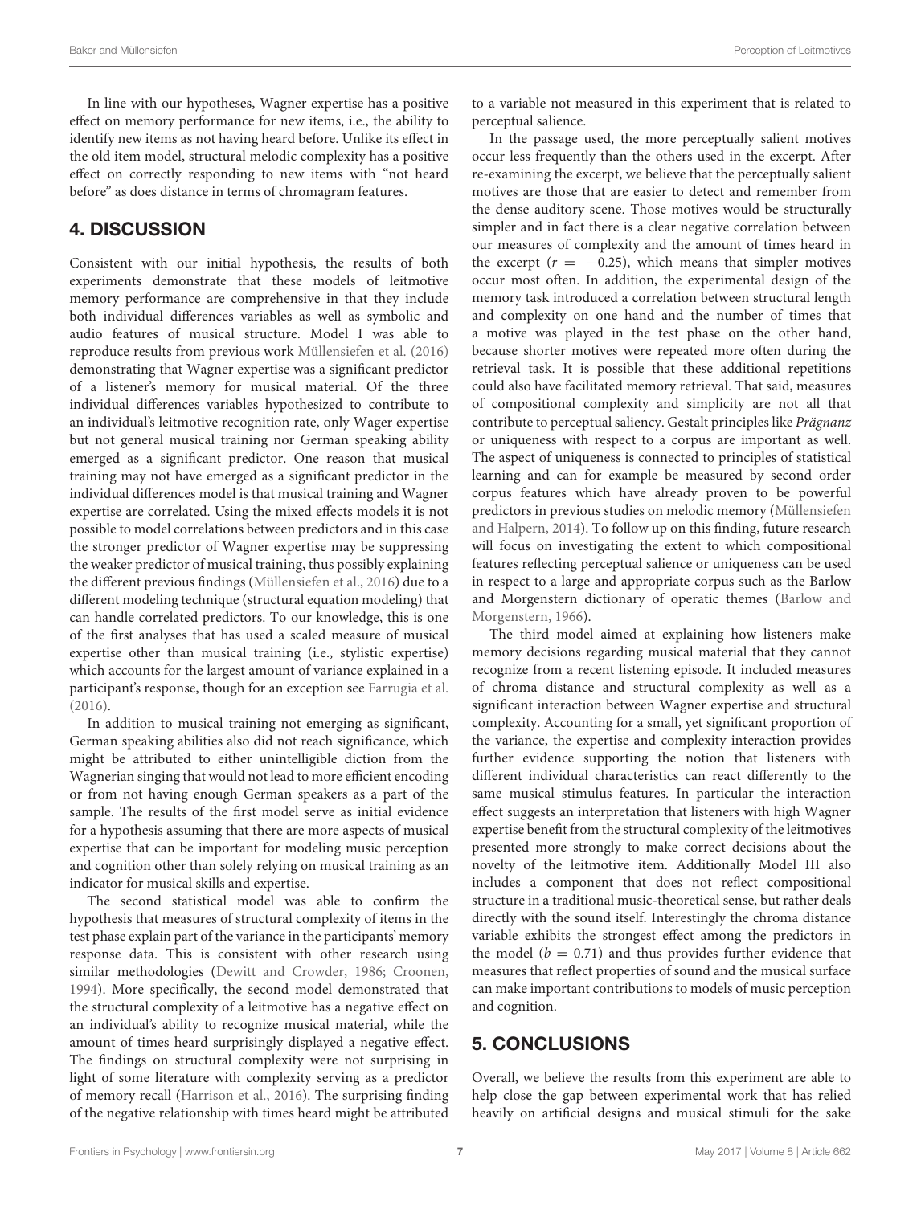In line with our hypotheses, Wagner expertise has a positive effect on memory performance for new items, i.e., the ability to identify new items as not having heard before. Unlike its effect in the old item model, structural melodic complexity has a positive effect on correctly responding to new items with "not heard before" as does distance in terms of chromagram features.

## 4. DISCUSSION

Consistent with our initial hypothesis, the results of both experiments demonstrate that these models of leitmotive memory performance are comprehensive in that they include both individual differences variables as well as symbolic and audio features of musical structure. Model I was able to reproduce results from previous work Müllensiefen et al. (2016) demonstrating that Wagner expertise was a significant predictor of a listener's memory for musical material. Of the three individual differences variables hypothesized to contribute to an individual's leitmotive recognition rate, only Wager expertise but not general musical training nor German speaking ability emerged as a significant predictor. One reason that musical training may not have emerged as a significant predictor in the individual differences model is that musical training and Wagner expertise are correlated. Using the mixed effects models it is not possible to model correlations between predictors and in this case the stronger predictor of Wagner expertise may be suppressing the weaker predictor of musical training, thus possibly explaining the different previous findings (Müllensiefen et al., 2016) due to a different modeling technique (structural equation modeling) that can handle correlated predictors. To our knowledge, this is one of the first analyses that has used a scaled measure of musical expertise other than musical training (i.e., stylistic expertise) which accounts for the largest amount of variance explained in a participant's response, though for an exception see Farrugia et al. (2016).

In addition to musical training not emerging as significant, German speaking abilities also did not reach significance, which might be attributed to either unintelligible diction from the Wagnerian singing that would not lead to more efficient encoding or from not having enough German speakers as a part of the sample. The results of the first model serve as initial evidence for a hypothesis assuming that there are more aspects of musical expertise that can be important for modeling music perception and cognition other than solely relying on musical training as an indicator for musical skills and expertise.

The second statistical model was able to confirm the hypothesis that measures of structural complexity of items in the test phase explain part of the variance in the participants' memory response data. This is consistent with other research using similar methodologies (Dewitt and Crowder, 1986; Croonen, 1994). More specifically, the second model demonstrated that the structural complexity of a leitmotive has a negative effect on an individual's ability to recognize musical material, while the amount of times heard surprisingly displayed a negative effect. The findings on structural complexity were not surprising in light of some literature with complexity serving as a predictor of memory recall (Harrison et al., 2016). The surprising finding of the negative relationship with times heard might be attributed to a variable not measured in this experiment that is related to perceptual salience.

In the passage used, the more perceptually salient motives occur less frequently than the others used in the excerpt. After re-examining the excerpt, we believe that the perceptually salient motives are those that are easier to detect and remember from the dense auditory scene. Those motives would be structurally simpler and in fact there is a clear negative correlation between our measures of complexity and the amount of times heard in the excerpt ($r = -0.25$), which means that simpler motives occur most often. In addition, the experimental design of the memory task introduced a correlation between structural length and complexity on one hand and the number of times that a motive was played in the test phase on the other hand, because shorter motives were repeated more often during the retrieval task. It is possible that these additional repetitions could also have facilitated memory retrieval. That said, measures of compositional complexity and simplicity are not all that contribute to perceptual saliency. Gestalt principles like *Prägnanz* or uniqueness with respect to a corpus are important as well. The aspect of uniqueness is connected to principles of statistical learning and can for example be measured by second order corpus features which have already proven to be powerful predictors in previous studies on melodic memory (Müllensiefen and Halpern, 2014). To follow up on this finding, future research will focus on investigating the extent to which compositional features reflecting perceptual salience or uniqueness can be used in respect to a large and appropriate corpus such as the Barlow and Morgenstern dictionary of operatic themes (Barlow and Morgenstern, 1966).

The third model aimed at explaining how listeners make memory decisions regarding musical material that they cannot recognize from a recent listening episode. It included measures of chroma distance and structural complexity as well as a significant interaction between Wagner expertise and structural complexity. Accounting for a small, yet significant proportion of the variance, the expertise and complexity interaction provides further evidence supporting the notion that listeners with different individual characteristics can react differently to the same musical stimulus features. In particular the interaction effect suggests an interpretation that listeners with high Wagner expertise benefit from the structural complexity of the leitmotives presented more strongly to make correct decisions about the novelty of the leitmotive item. Additionally Model III also includes a component that does not reflect compositional structure in a traditional music-theoretical sense, but rather deals directly with the sound itself. Interestingly the chroma distance variable exhibits the strongest effect among the predictors in the model ($b = 0.71$) and thus provides further evidence that measures that reflect properties of sound and the musical surface can make important contributions to models of music perception and cognition.

## 5. CONCLUSIONS

Overall, we believe the results from this experiment are able to help close the gap between experimental work that has relied heavily on artificial designs and musical stimuli for the sake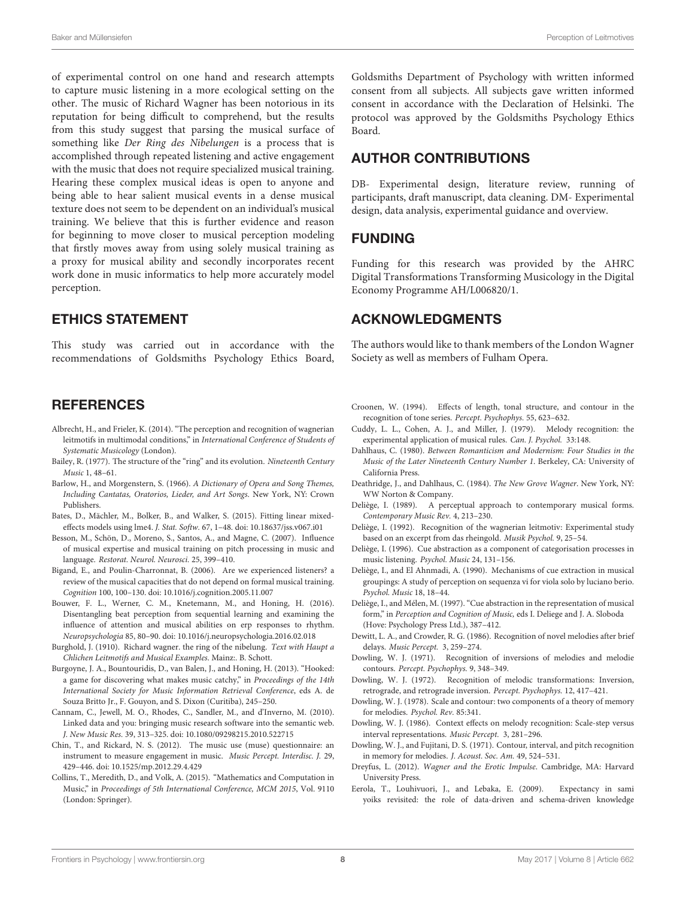of experimental control on one hand and research attempts to capture music listening in a more ecological setting on the other. The music of Richard Wagner has been notorious in its reputation for being difficult to comprehend, but the results from this study suggest that parsing the musical surface of something like *Der Ring des Nibelungen* is a process that is accomplished through repeated listening and active engagement with the music that does not require specialized musical training. Hearing these complex musical ideas is open to anyone and being able to hear salient musical events in a dense musical texture does not seem to be dependent on an individual's musical training. We believe that this is further evidence and reason for beginning to move closer to musical perception modeling that firstly moves away from using solely musical training as a proxy for musical ability and secondly incorporates recent work done in music informatics to help more accurately model perception.

## ETHICS STATEMENT

This study was carried out in accordance with the recommendations of Goldsmiths Psychology Ethics Board, Goldsmiths Department of Psychology with written informed consent from all subjects. All subjects gave written informed consent in accordance with the Declaration of Helsinki. The protocol was approved by the Goldsmiths Psychology Ethics Board.

## AUTHOR CONTRIBUTIONS

DB- Experimental design, literature review, running of participants, draft manuscript, data cleaning. DM- Experimental design, data analysis, experimental guidance and overview.

## FUNDING

Funding for this research was provided by the AHRC Digital Transformations Transforming Musicology in the Digital Economy Programme AH/L006820/1.

## ACKNOWLEDGMENTS

The authors would like to thank members of the London Wagner Society as well as members of Fulham Opera.

## REFERENCES

Albrecht, H., and Frieler, K. (2014). "The perception and recognition of wagnerian leitmotifs in multimodal conditions," in *International Conference of Students of Systematic Musicology* (London).

Bailey, R. (1977). The structure of the "ring" and its evolution. *Nineteenth Century Music* 1, 48–61.

Barlow, H., and Morgenstern, S. (1966). *A Dictionary of Opera and Song Themes, Including Cantatas, Oratorios, Lieder, and Art Songs*. New York, NY: Crown Publishers.

Bates, D., Mächler, M., Bolker, B., and Walker, S. (2015). Fitting linear mixed-effects models using lme4. *J. Stat. Softw.* 67, 1–48. doi: 10.18637/jss.v067.i01

Besson, M., Schön, D., Moreno, S., Santos, A., and Magne, C. (2007). Influence of musical expertise and musical training on pitch processing in music and language. *Restorat. Neurol. Neurosci.* 25, 399–410.

Bigand, E., and Poulin-Charronnat, B. (2006). Are we experienced listeners? a review of the musical capacities that do not depend on formal musical training. *Cognition* 100, 100–130. doi: 10.1016/j.cognition.2005.11.007

Bouwer, F. L., Werner, C. M., Knetemann, M., and Honing, H. (2016). Disentangling beat perception from sequential learning and examining the influence of attention and musical abilities on erp responses to rhythm. *Neuropsychologia* 85, 80–90. doi: 10.1016/j.neuropsychologia.2016.02.018

Burghold, J. (1910). Richard wagner. the ring of the nibelung. *Text with Haupt a Chlichen Leitmotifs and Musical Examples*. Mainz:. B. Schott.

Burgoyne, J. A., Bountouridis, D., van Balen, J., and Honing, H. (2013). "Hooked: a game for discovering what makes music catchy," in *Proceedings of the 14th International Society for Music Information Retrieval Conference*, eds A. de Souza Britto Jr., F. Gouyon, and S. Dixon (Curitiba), 245–250.

Cannam, C., Jewell, M. O., Rhodes, C., Sandler, M., and d'Inverno, M. (2010). Linked data and you: bringing music research software into the semantic web. *J. New Music Res.* 39, 313–325. doi: 10.1080/09298215.2010.522715

Chin, T., and Rickard, N. S. (2012). The music use (muse) questionnaire: an instrument to measure engagement in music. *Music Percept. Interdisc. J.* 29, 429–446. doi: 10.1525/mp.2012.29.4.429

Collins, T., Meredith, D., and Volk, A. (2015). "Mathematics and Computation in Music," in *Proceedings of 5th International Conference, MCM 2015*, Vol. 9110 (London: Springer).

Croonen, W. (1994). Effects of length, tonal structure, and contour in the recognition of tone series. *Percept. Psychophys.* 55, 623–632.

Cuddy, L. L., Cohen, A. J., and Miller, J. (1979). Melody recognition: the experimental application of musical rules. *Can. J. Psychol.* 33:148.

Dahlhaus, C. (1980). *Between Romanticism and Modernism: Four Studies in the Music of the Later Nineteenth Century Number 1*. Berkeley, CA: University of California Press.

Deathridge, J., and Dahlhaus, C. (1984). *The New Grove Wagner*. New York, NY: WW Norton & Company.

Deliège, I. (1989). A perceptual approach to contemporary musical forms. *Contemporary Music Rev.* 4, 213–230.

Deliège, I. (1992). Recognition of the wagnerian leitmotiv: Experimental study based on an excerpt from das rheingold. *Musik Psychol.* 9, 25–54.

Deliège, I. (1996). Cue abstraction as a component of categorisation processes in music listening. *Psychol. Music* 24, 131–156.

Deliège, I., and El Ahnmadi, A. (1990). Mechanisms of cue extraction in musical groupings: A study of perception on sequenza vi for viola solo by luciano berio. *Psychol. Music* 18, 18–44.

Deliège, I., and Mélen, M. (1997). "Cue abstraction in the representation of musical form," in *Perception and Cognition of Music*, eds I. Deliege and J. A. Sloboda (Hove: Psychology Press Ltd.), 387–412.

Dewitt, L. A., and Crowder, R. G. (1986). Recognition of novel melodies after brief delays. *Music Percept.* 3, 259–274.

Dowling, W. J. (1971). Recognition of inversions of melodies and melodic contours. *Percept. Psychophys.* 9, 348–349.

Dowling, W. J. (1972). Recognition of melodic transformations: Inversion, retrograde, and retrograde inversion. *Percept. Psychophys.* 12, 417–421.

Dowling, W. J. (1978). Scale and contour: two components of a theory of memory for melodies. *Psychol. Rev.* 85:341.

Dowling, W. J. (1986). Context effects on melody recognition: Scale-step versus interval representations. *Music Percept.* 3, 281–296.

Dowling, W. J., and Fujitani, D. S. (1971). Contour, interval, and pitch recognition in memory for melodies. *J. Acoust. Soc. Am.* 49, 524–531.

Dreyfus, L. (2012). *Wagner and the Erotic Impulse*. Cambridge, MA: Harvard University Press.

Eerola, T., Louhivuori, J., and Lebaka, E. (2009). Expectancy in sami yoiks revisited: the role of data-driven and schema-driven knowledge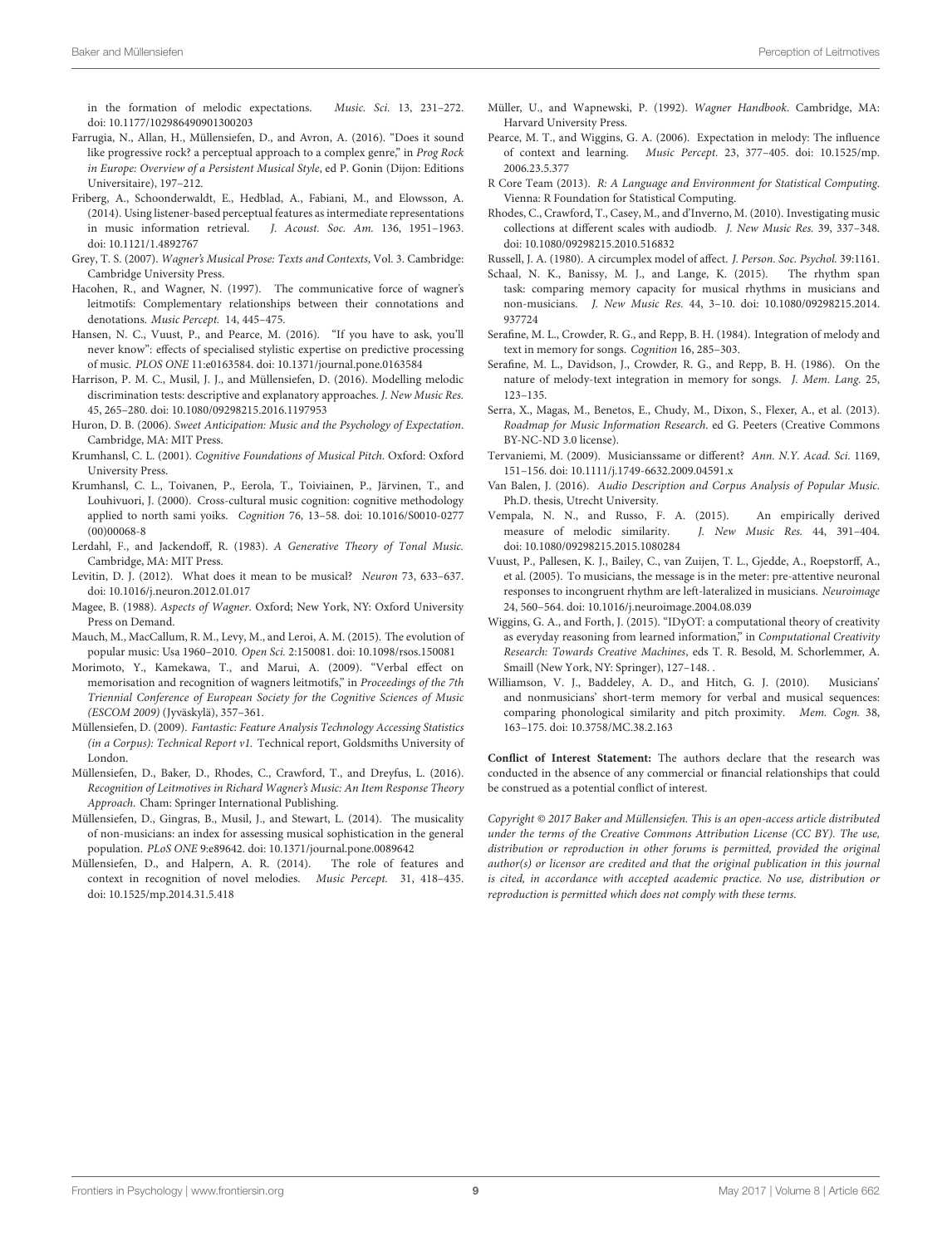in the formation of melodic expectations. *Music. Sci.* 13, 231–272. doi: 10.1177/102986490901300203

Farrugia, N., Allan, H., Müllensiefen, D., and Avron, A. (2016). "Does it sound like progressive rock? a perceptual approach to a complex genre," in *Prog Rock in Europe: Overview of a Persistent Musical Style*, ed P. Gonin (Dijon: Editions Universitaire), 197–212.

Friberg, A., Schoonderwaldt, E., Hedblad, A., Fabiani, M., and Elowsson, A. (2014). Using listener-based perceptual features as intermediate representations in music information retrieval. *J. Acoust. Soc. Am.* 136, 1951–1963. doi: 10.1121/1.4892767

Grey, T. S. (2007). *Wagner's Musical Prose: Texts and Contexts*, Vol. 3. Cambridge: Cambridge University Press.

Hacohen, R., and Wagner, N. (1997). The communicative force of wagner's leitmotifs: Complementary relationships between their connotations and denotations. *Music Percept.* 14, 445–475.

Hansen, N. C., Vuust, P., and Pearce, M. (2016). "If you have to ask, you'll never know": effects of specialised stylistic expertise on predictive processing of music. *PLOS ONE* 11:e0163584. doi: 10.1371/journal.pone.0163584

Harrison, P. M. C., Musil, J. J., and Müllensiefen, D. (2016). Modelling melodic discrimination tests: descriptive and explanatory approaches. *J. New Music Res.* 45, 265–280. doi: 10.1080/09298215.2016.1197953

Huron, D. B. (2006). *Sweet Anticipation: Music and the Psychology of Expectation*. Cambridge, MA: MIT Press.

Krumhansl, C. L. (2001). *Cognitive Foundations of Musical Pitch*. Oxford: Oxford University Press.

Krumhansl, C. L., Toivanen, P., Eerola, T., Toiviainen, P., Järvinen, T., and Louhivuori, J. (2000). Cross-cultural music cognition: cognitive methodology applied to north sami yoiks. *Cognition* 76, 13–58. doi: 10.1016/S0010-0277(00)00068-8

Lerdahl, F., and Jackendoff, R. (1983). *A Generative Theory of Tonal Music*. Cambridge, MA: MIT Press.

Levitin, D. J. (2012). What does it mean to be musical? *Neuron* 73, 633–637. doi: 10.1016/j.neuron.2012.01.017

Magee, B. (1988). *Aspects of Wagner*. Oxford; New York, NY: Oxford University Press on Demand.

Mauch, M., MacCallum, R. M., Levy, M., and Leroi, A. M. (2015). The evolution of popular music: Usa 1960–2010. *Open Sci.* 2:150081. doi: 10.1098/rsos.150081

Morimoto, Y., Kamekawa, T., and Marui, A. (2009). "Verbal effect on memorisation and recognition of wagners leitmotifs," in *Proceedings of the 7th Triennial Conference of European Society for the Cognitive Sciences of Music (ESCOM 2009)* (Jyväskylä), 357–361.

Müllensiefen, D. (2009). *Fantastic: Feature Analysis Technology Accessing Statistics (in a Corpus): Technical Report v1.* Technical report, Goldsmiths University of London.

Müllensiefen, D., Baker, D., Rhodes, C., Crawford, T., and Dreyfus, L. (2016). *Recognition of Leitmotives in Richard Wagner's Music: An Item Response Theory Approach.* Cham: Springer International Publishing.

Müllensiefen, D., Gingras, B., Musil, J., and Stewart, L. (2014). The musicality of non-musicians: an index for assessing musical sophistication in the general population. *PLoS ONE* 9:e89642. doi: 10.1371/journal.pone.0089642

Müllensiefen, D., and Halpern, A. R. (2014). The role of features and context in recognition of novel melodies. *Music Percept.* 31, 418–435. doi: 10.1525/mp.2014.31.5.418

Müller, U., and Wapnewski, P. (1992). *Wagner Handbook*. Cambridge, MA: Harvard University Press.

Pearce, M. T., and Wiggins, G. A. (2006). Expectation in melody: The influence of context and learning. *Music Percept.* 23, 377–405. doi: 10.1525/mp.2006.23.5.377

R Core Team (2013). *R: A Language and Environment for Statistical Computing*. Vienna: R Foundation for Statistical Computing.

Rhodes, C., Crawford, T., Casey, M., and d'Inverno, M. (2010). Investigating music collections at different scales with audiodb. *J. New Music Res.* 39, 337–348. doi: 10.1080/09298215.2010.516832

Russell, J. A. (1980). A circumplex model of affect. *J. Person. Soc. Psychol.* 39:1161.

Schaal, N. K., Banissy, M. J., and Lange, K. (2015). The rhythm span task: comparing memory capacity for musical rhythms in musicians and non-musicians. *J. New Music Res.* 44, 3–10. doi: 10.1080/09298215.2014.937724

Serafine, M. L., Crowder, R. G., and Repp, B. H. (1984). Integration of melody and text in memory for songs. *Cognition* 16, 285–303.

Serafine, M. L., Davidson, J., Crowder, R. G., and Repp, B. H. (1986). On the nature of melody-text integration in memory for songs. *J. Mem. Lang.* 25, 123–135.

Serra, X., Magas, M., Benetos, E., Chudy, M., Dixon, S., Flexer, A., et al. (2013). *Roadmap for Music Information Research*. ed G. Peeters (Creative Commons BY-NC-ND 3.0 license).

Tervaniemi, M. (2009). Musicianssame or different? *Ann. N.Y. Acad. Sci.* 1169, 151–156. doi: 10.1111/j.1749-6632.2009.04591.x

Van Balen, J. (2016). *Audio Description and Corpus Analysis of Popular Music*. Ph.D. thesis, Utrecht University.

Vempala, N. N., and Russo, F. A. (2015). An empirically derived measure of melodic similarity. *J. New Music Res.* 44, 391–404. doi: 10.1080/09298215.2015.1080284

Vuust, P., Pallesen, K. J., Bailey, C., van Zuijen, T. L., Gjedde, A., Roepstorff, A., et al. (2005). To musicians, the message is in the meter: pre-attentive neuronal responses to incongruent rhythm are left-lateralized in musicians. *Neuroimage* 24, 560–564. doi: 10.1016/j.neuroimage.2004.08.039

Wiggins, G. A., and Forth, J. (2015). "IDyOT: a computational theory of creativity as everyday reasoning from learned information," in *Computational Creativity Research: Towards Creative Machines*, eds T. R. Besold, M. Schorlemmer, A. Smaill (New York, NY: Springer), 127–148. .

Williamson, V. J., Baddeley, A. D., and Hitch, G. J. (2010). Musicians' and nonmusicians' short-term memory for verbal and musical sequences: comparing phonological similarity and pitch proximity. *Mem. Cogn.* 38, 163–175. doi: 10.3758/MC.38.2.163

**Conflict of Interest Statement:** The authors declare that the research was conducted in the absence of any commercial or financial relationships that could be construed as a potential conflict of interest.

*Copyright © 2017 Baker and Müllensiefen. This is an open-access article distributed under the terms of the Creative Commons Attribution License (CC BY). The use, distribution or reproduction in other forums is permitted, provided the original author(s) or licensor are credited and that the original publication in this journal is cited, in accordance with accepted academic practice. No use, distribution or reproduction is permitted which does not comply with these terms.*